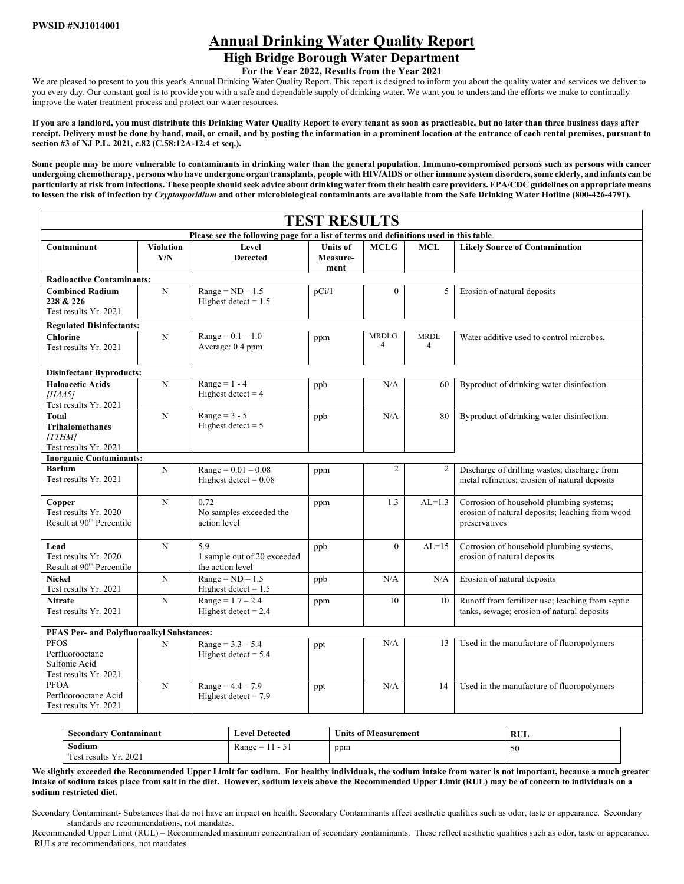**PWSID #NJ1014001**

# Annual Drinking Water Quality Report

## High Bridge Borough Water Department

### For the Year 2022, Results from the Year 2021

We are pleased to present to you this year's Annual Drinking Water Quality Report. This report is designed to inform you about the quality water and services we deliver to you every day. Our constant goal is to provide you with a safe and dependable supply of drinking water. We want you to understand the efforts we make to continually improve the water treatment process and protect our water resources.

**If you are a landlord, you must distribute this Drinking Water Quality Report to every tenant as soon as practicable, but no later than three business days after receipt. Delivery must be done by hand, mail, or email, and by posting the information in a prominent location at the entrance of each rental premises, pursuant to section #3 of NJ P.L. 2021, c.82 (C.58:12A-12.4 et seq.).**

**Some people may be more vulnerable to contaminants in drinking water than the general population. Immuno-compromised persons such as persons with cancer undergoing chemotherapy, persons who have undergone organ transplants, people with HIV/AIDS or other immune system disorders, some elderly, and infants can be particularly at risk from infections. These people should seek advice about drinking water from their health care providers. EPA/CDC guidelines on appropriate means to lessen the risk of infection by *Cryptosporidium* and other microbiological contaminants are available from the Safe Drinking Water Hotline (800-426-4791).**

## TEST RESULTS

Please see the following page for a list of terms and definitions used in this table.

| Contaminant | Violation Y/N | Level Detected | Units of Measure-ment | MCLG | MCL | Likely Source of Contamination |
|---|---|---|---|---|---|---|
| **Radioactive Contaminants:** | | | | | | |
| **Combined Radium 228 & 226** Test results Yr. 2021 | N | Range = ND – 1.5 Highest detect = 1.5 | pCi/1 | 0 | 5 | Erosion of natural deposits |
| **Regulated Disinfectants:** | | | | | | |
| **Chlorine** Test results Yr. 2021 | N | Range = 0.1 – 1.0 Average: 0.4 ppm | ppm | MRDLG 4 | MRDL 4 | Water additive used to control microbes. |
| **Disinfectant Byproducts:** | | | | | | |
| **Haloacetic Acids** *[HAA5]* Test results Yr. 2021 | N | Range = 1 - 4 Highest detect = 4 | ppb | N/A | 60 | Byproduct of drinking water disinfection. |
| **Total Trihalomethanes** *[TTHM]* Test results Yr. 2021 | N | Range = 3 - 5 Highest detect = 5 | ppb | N/A | 80 | Byproduct of drinking water disinfection. |
| **Inorganic Contaminants:** | | | | | | |
| **Barium** Test results Yr. 2021 | N | Range = 0.01 – 0.08 Highest detect = 0.08 | ppm | 2 | 2 | Discharge of drilling wastes; discharge from metal refineries; erosion of natural deposits |
| **Copper** Test results Yr. 2020 Result at 90th Percentile | N | 0.72 No samples exceeded the action level | ppm | 1.3 | AL=1.3 | Corrosion of household plumbing systems; erosion of natural deposits; leaching from wood preservatives |
| **Lead** Test results Yr. 2020 Result at 90th Percentile | N | 5.9 1 sample out of 20 exceeded the action level | ppb | 0 | AL=15 | Corrosion of household plumbing systems, erosion of natural deposits |
| **Nickel** Test results Yr. 2021 | N | Range = ND – 1.5 Highest detect = 1.5 | ppb | N/A | N/A | Erosion of natural deposits |
| **Nitrate** Test results Yr. 2021 | N | Range = 1.7 – 2.4 Highest detect = 2.4 | ppm | 10 | 10 | Runoff from fertilizer use; leaching from septic tanks, sewage; erosion of natural deposits |
| **PFAS Per- and Polyfluoroalkyl Substances:** | | | | | | |
| PFOS Perfluorooctane Sulfonic Acid Test results Yr. 2021 | N | Range = 3.3 – 5.4 Highest detect = 5.4 | ppt | N/A | 13 | Used in the manufacture of fluoropolymers |
| PFOA Perfluorooctane Acid Test results Yr. 2021 | N | Range = 4.4 – 7.9 Highest detect = 7.9 | ppt | N/A | 14 | Used in the manufacture of fluoropolymers |

| Secondary Contaminant | Level Detected | Units of Measurement | RUL |
|---|---|---|---|
| **Sodium** Test results Yr. 2021 | Range = 11 - 51 | ppm | 50 |

**We slightly exceeded the Recommended Upper Limit for sodium. For healthy individuals, the sodium intake from water is not important, because a much greater intake of sodium takes place from salt in the diet. However, sodium levels above the Recommended Upper Limit (RUL) may be of concern to individuals on a sodium restricted diet.**

Secondary Contaminant- Substances that do not have an impact on health. Secondary Contaminants affect aesthetic qualities such as odor, taste or appearance. Secondary standards are recommendations, not mandates.

Recommended Upper Limit (RUL) – Recommended maximum concentration of secondary contaminants. These reflect aesthetic qualities such as odor, taste or appearance. RULs are recommendations, not mandates.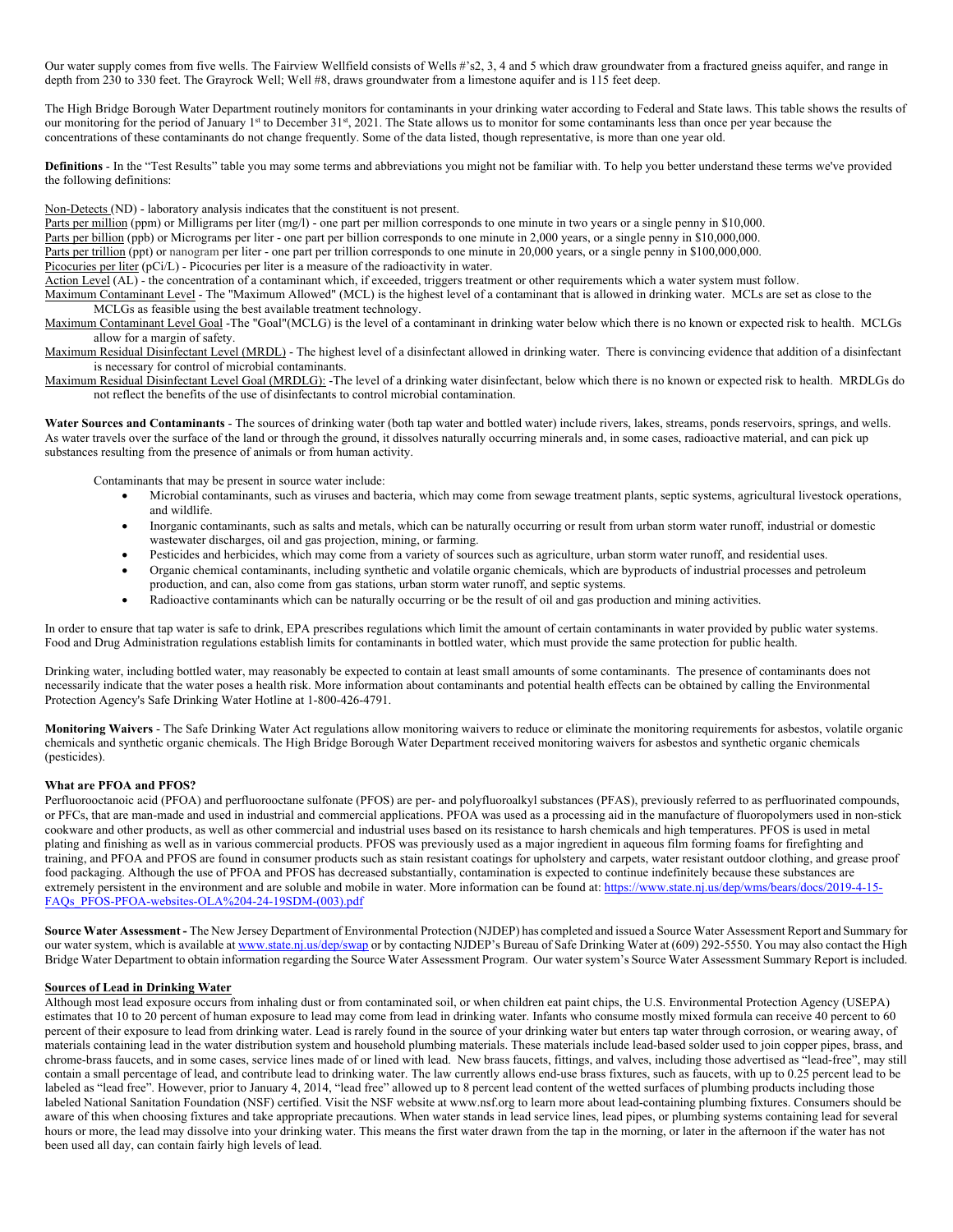Our water supply comes from five wells. The Fairview Wellfield consists of Wells #'s2, 3, 4 and 5 which draw groundwater from a fractured gneiss aquifer, and range in depth from 230 to 330 feet. The Grayrock Well; Well #8, draws groundwater from a limestone aquifer and is 115 feet deep.

The High Bridge Borough Water Department routinely monitors for contaminants in your drinking water according to Federal and State laws. This table shows the results of our monitoring for the period of January 1st to December 31st, 2021. The State allows us to monitor for some contaminants less than once per year because the concentrations of these contaminants do not change frequently. Some of the data listed, though representative, is more than one year old.

**Definitions** - In the "Test Results" table you may some terms and abbreviations you might not be familiar with. To help you better understand these terms we've provided the following definitions:

Non-Detects (ND) - laboratory analysis indicates that the constituent is not present.
Parts per million (ppm) or Milligrams per liter (mg/l) - one part per million corresponds to one minute in two years or a single penny in $10,000.
Parts per billion (ppb) or Micrograms per liter - one part per billion corresponds to one minute in 2,000 years, or a single penny in $10,000,000.
Parts per trillion (ppt) or nanogram per liter - one part per trillion corresponds to one minute in 20,000 years, or a single penny in $100,000,000.
Picocuries per liter (pCi/L) - Picocuries per liter is a measure of the radioactivity in water.
Action Level (AL) - the concentration of a contaminant which, if exceeded, triggers treatment or other requirements which a water system must follow.
Maximum Contaminant Level - The "Maximum Allowed" (MCL) is the highest level of a contaminant that is allowed in drinking water. MCLs are set as close to the MCLGs as feasible using the best available treatment technology.
Maximum Contaminant Level Goal -The "Goal"(MCLG) is the level of a contaminant in drinking water below which there is no known or expected risk to health. MCLGs allow for a margin of safety.
Maximum Residual Disinfectant Level (MRDL) - The highest level of a disinfectant allowed in drinking water. There is convincing evidence that addition of a disinfectant is necessary for control of microbial contaminants.
Maximum Residual Disinfectant Level Goal (MRDLG): -The level of a drinking water disinfectant, below which there is no known or expected risk to health. MRDLGs do not reflect the benefits of the use of disinfectants to control microbial contamination.

**Water Sources and Contaminants** - The sources of drinking water (both tap water and bottled water) include rivers, lakes, streams, ponds reservoirs, springs, and wells. As water travels over the surface of the land or through the ground, it dissolves naturally occurring minerals and, in some cases, radioactive material, and can pick up substances resulting from the presence of animals or from human activity.

Contaminants that may be present in source water include:

- Microbial contaminants, such as viruses and bacteria, which may come from sewage treatment plants, septic systems, agricultural livestock operations, and wildlife.
- Inorganic contaminants, such as salts and metals, which can be naturally occurring or result from urban storm water runoff, industrial or domestic wastewater discharges, oil and gas projection, mining, or farming.
- Pesticides and herbicides, which may come from a variety of sources such as agriculture, urban storm water runoff, and residential uses.
- Organic chemical contaminants, including synthetic and volatile organic chemicals, which are byproducts of industrial processes and petroleum production, and can, also come from gas stations, urban storm water runoff, and septic systems.
- Radioactive contaminants which can be naturally occurring or be the result of oil and gas production and mining activities.

In order to ensure that tap water is safe to drink, EPA prescribes regulations which limit the amount of certain contaminants in water provided by public water systems. Food and Drug Administration regulations establish limits for contaminants in bottled water, which must provide the same protection for public health.

Drinking water, including bottled water, may reasonably be expected to contain at least small amounts of some contaminants. The presence of contaminants does not necessarily indicate that the water poses a health risk. More information about contaminants and potential health effects can be obtained by calling the Environmental Protection Agency's Safe Drinking Water Hotline at 1-800-426-4791.

**Monitoring Waivers** - The Safe Drinking Water Act regulations allow monitoring waivers to reduce or eliminate the monitoring requirements for asbestos, volatile organic chemicals and synthetic organic chemicals. The High Bridge Borough Water Department received monitoring waivers for asbestos and synthetic organic chemicals (pesticides).

**What are PFOA and PFOS?**

Perfluorooctanoic acid (PFOA) and perfluorooctane sulfonate (PFOS) are per- and polyfluoroalkyl substances (PFAS), previously referred to as perfluorinated compounds, or PFCs, that are man-made and used in industrial and commercial applications. PFOA was used as a processing aid in the manufacture of fluoropolymers used in non-stick cookware and other products, as well as other commercial and industrial uses based on its resistance to harsh chemicals and high temperatures. PFOS is used in metal plating and finishing as well as in various commercial products. PFOS was previously used as a major ingredient in aqueous film forming foams for firefighting and training, and PFOA and PFOS are found in consumer products such as stain resistant coatings for upholstery and carpets, water resistant outdoor clothing, and grease proof food packaging. Although the use of PFOA and PFOS has decreased substantially, contamination is expected to continue indefinitely because these substances are extremely persistent in the environment and are soluble and mobile in water. More information can be found at: https://www.state.nj.us/dep/wms/bears/docs/2019-4-15-FAQs_PFOS-PFOA-websites-OLA%204-24-19SDM-(003).pdf

**Source Water Assessment -** The New Jersey Department of Environmental Protection (NJDEP) has completed and issued a Source Water Assessment Report and Summary for our water system, which is available at www.state.nj.us/dep/swap or by contacting NJDEP's Bureau of Safe Drinking Water at (609) 292-5550. You may also contact the High Bridge Water Department to obtain information regarding the Source Water Assessment Program. Our water system's Source Water Assessment Summary Report is included.

**Sources of Lead in Drinking Water**

Although most lead exposure occurs from inhaling dust or from contaminated soil, or when children eat paint chips, the U.S. Environmental Protection Agency (USEPA) estimates that 10 to 20 percent of human exposure to lead may come from lead in drinking water. Infants who consume mostly mixed formula can receive 40 percent to 60 percent of their exposure to lead from drinking water. Lead is rarely found in the source of your drinking water but enters tap water through corrosion, or wearing away, of materials containing lead in the water distribution system and household plumbing materials. These materials include lead-based solder used to join copper pipes, brass, and chrome-brass faucets, and in some cases, service lines made of or lined with lead. New brass faucets, fittings, and valves, including those advertised as "lead-free", may still contain a small percentage of lead, and contribute lead to drinking water. The law currently allows end-use brass fixtures, such as faucets, with up to 0.25 percent lead to be labeled as "lead free". However, prior to January 4, 2014, "lead free" allowed up to 8 percent lead content of the wetted surfaces of plumbing products including those labeled National Sanitation Foundation (NSF) certified. Visit the NSF website at www.nsf.org to learn more about lead-containing plumbing fixtures. Consumers should be aware of this when choosing fixtures and take appropriate precautions. When water stands in lead service lines, lead pipes, or plumbing systems containing lead for several hours or more, the lead may dissolve into your drinking water. This means the first water drawn from the tap in the morning, or later in the afternoon if the water has not been used all day, can contain fairly high levels of lead.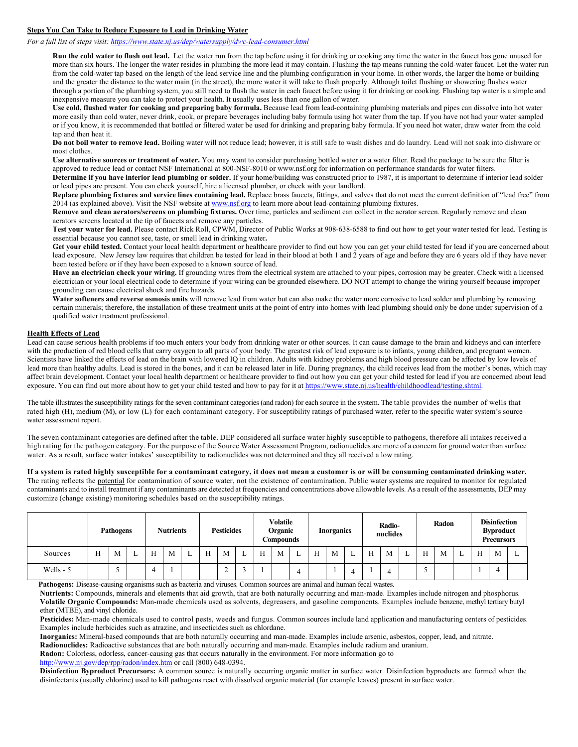## Steps You Can Take to Reduce Exposure to Lead in Drinking Water

*For a full list of steps visit: https://www.state.nj.us/dep/watersupply/dwc-lead-consumer.html*

**Run the cold water to flush out lead.** Let the water run from the tap before using it for drinking or cooking any time the water in the faucet has gone unused for more than six hours. The longer the water resides in plumbing the more lead it may contain. Flushing the tap means running the cold-water faucet. Let the water run from the cold-water tap based on the length of the lead service line and the plumbing configuration in your home. In other words, the larger the home or building and the greater the distance to the water main (in the street), the more water it will take to flush properly. Although toilet flushing or showering flushes water through a portion of the plumbing system, you still need to flush the water in each faucet before using it for drinking or cooking. Flushing tap water is a simple and inexpensive measure you can take to protect your health. It usually uses less than one gallon of water.

**Use cold, flushed water for cooking and preparing baby formula.** Because lead from lead-containing plumbing materials and pipes can dissolve into hot water more easily than cold water, never drink, cook, or prepare beverages including baby formula using hot water from the tap. If you have not had your water sampled or if you know, it is recommended that bottled or filtered water be used for drinking and preparing baby formula. If you need hot water, draw water from the cold tap and then heat it.

**Do not boil water to remove lead.** Boiling water will not reduce lead; however, it is still safe to wash dishes and do laundry. Lead will not soak into dishware or most clothes.

**Use alternative sources or treatment of water.** You may want to consider purchasing bottled water or a water filter. Read the package to be sure the filter is approved to reduce lead or contact NSF International at 800-NSF-8010 or www.nsf.org for information on performance standards for water filters.

**Determine if you have interior lead plumbing or solder.** If your home/building was constructed prior to 1987, it is important to determine if interior lead solder or lead pipes are present. You can check yourself, hire a licensed plumber, or check with your landlord.

**Replace plumbing fixtures and service lines containing lead.** Replace brass faucets, fittings, and valves that do not meet the current definition of "lead free" from 2014 (as explained above). Visit the NSF website at www.nsf.org to learn more about lead-containing plumbing fixtures.

**Remove and clean aerators/screens on plumbing fixtures.** Over time, particles and sediment can collect in the aerator screen. Regularly remove and clean aerators screens located at the tip of faucets and remove any particles.

**Test your water for lead.** Please contact Rick Roll, CPWM, Director of Public Works at 908-638-6588 to find out how to get your water tested for lead. Testing is essential because you cannot see, taste, or smell lead in drinking water**.**

**Get your child tested.** Contact your local health department or healthcare provider to find out how you can get your child tested for lead if you are concerned about lead exposure. New Jersey law requires that children be tested for lead in their blood at both 1 and 2 years of age and before they are 6 years old if they have never been tested before or if they have been exposed to a known source of lead.

**Have an electrician check your wiring.** If grounding wires from the electrical system are attached to your pipes, corrosion may be greater. Check with a licensed electrician or your local electrical code to determine if your wiring can be grounded elsewhere. DO NOT attempt to change the wiring yourself because improper grounding can cause electrical shock and fire hazards.

**Water softeners and reverse osmosis units** will remove lead from water but can also make the water more corrosive to lead solder and plumbing by removing certain minerals; therefore, the installation of these treatment units at the point of entry into homes with lead plumbing should only be done under supervision of a qualified water treatment professional.

## Health Effects of Lead

Lead can cause serious health problems if too much enters your body from drinking water or other sources. It can cause damage to the brain and kidneys and can interfere with the production of red blood cells that carry oxygen to all parts of your body. The greatest risk of lead exposure is to infants, young children, and pregnant women. Scientists have linked the effects of lead on the brain with lowered IQ in children. Adults with kidney problems and high blood pressure can be affected by low levels of lead more than healthy adults. Lead is stored in the bones, and it can be released later in life. During pregnancy, the child receives lead from the mother's bones, which may affect brain development. Contact your local health department or healthcare provider to find out how you can get your child tested for lead if you are concerned about lead exposure. You can find out more about how to get your child tested and how to pay for it at https://www.state.nj.us/health/childhoodlead/testing.shtml.

The table illustrates the susceptibility ratings for the seven contaminant categories (and radon) for each source in the system. The table provides the number of wells that rated high (H), medium (M), or low (L) for each contaminant category. For susceptibility ratings of purchased water, refer to the specific water system's source water assessment report.

The seven contaminant categories are defined after the table. DEP considered all surface water highly susceptible to pathogens, therefore all intakes received a high rating for the pathogen category. For the purpose of the Source Water Assessment Program, radionuclides are more of a concern for ground water than surface water. As a result, surface water intakes' susceptibility to radionuclides was not determined and they all received a low rating.

**If a system is rated highly susceptible for a contaminant category, it does not mean a customer is or will be consuming contaminated drinking water.** The rating reflects the potential for contamination of source water, not the existence of contamination. Public water systems are required to monitor for regulated contaminants and to install treatment if any contaminants are detected at frequencies and concentrations above allowable levels. As a result of the assessments, DEP may customize (change existing) monitoring schedules based on the susceptibility ratings.

| | Pathogens | | | Nutrients | | | Pesticides | | | Volatile Organic Compounds | | | Inorganics | | | Radio-nuclides | | | Radon | | | Disinfection Byproduct Precursors | | |
|---|---|---|---|---|---|---|---|---|---|---|---|---|---|---|---|---|---|---|---|---|---|---|---|---|
| Sources | H | M | L | H | M | L | H | M | L | H | M | L | H | M | L | H | M | L | H | M | L | H | M | L |
| Wells - 5 | | 5 | | 4 | 1 | | | 2 | 3 | 1 | | 4 | | 1 | 4 | 1 | 4 | | 5 | | | 1 | 4 | |

**Pathogens:** Disease-causing organisms such as bacteria and viruses. Common sources are animal and human fecal wastes.

**Nutrients:** Compounds, minerals and elements that aid growth, that are both naturally occurring and man-made. Examples include nitrogen and phosphorus.

**Volatile Organic Compounds:** Man-made chemicals used as solvents, degreasers, and gasoline components. Examples include benzene, methyl tertiary butyl ether (MTBE), and vinyl chloride.

**Pesticides:** Man-made chemicals used to control pests, weeds and fungus. Common sources include land application and manufacturing centers of pesticides. Examples include herbicides such as atrazine, and insecticides such as chlordane.

**Inorganics:** Mineral-based compounds that are both naturally occurring and man-made. Examples include arsenic, asbestos, copper, lead, and nitrate.

**Radionuclides:** Radioactive substances that are both naturally occurring and man-made. Examples include radium and uranium.

**Radon:** Colorless, odorless, cancer-causing gas that occurs naturally in the environment. For more information go to http://www.nj.gov/dep/rpp/radon/index.htm or call (800) 648-0394.

**Disinfection Byproduct Precursors:** A common source is naturally occurring organic matter in surface water. Disinfection byproducts are formed when the disinfectants (usually chlorine) used to kill pathogens react with dissolved organic material (for example leaves) present in surface water.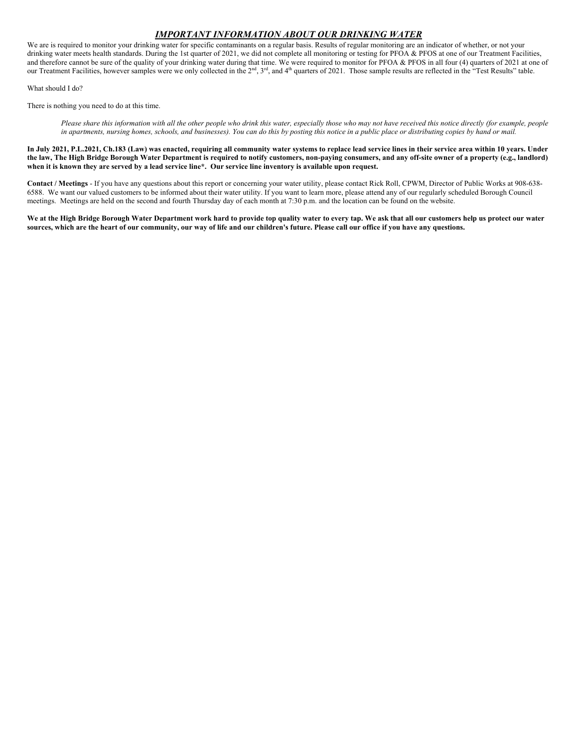## ***IMPORTANT INFORMATION ABOUT OUR DRINKING WATER***

We are is required to monitor your drinking water for specific contaminants on a regular basis. Results of regular monitoring are an indicator of whether, or not your drinking water meets health standards. During the 1st quarter of 2021, we did not complete all monitoring or testing for PFOA & PFOS at one of our Treatment Facilities, and therefore cannot be sure of the quality of your drinking water during that time. We were required to monitor for PFOA & PFOS in all four (4) quarters of 2021 at one of our Treatment Facilities, however samples were we only collected in the 2nd, 3rd, and 4th quarters of 2021. Those sample results are reflected in the "Test Results" table.

What should I do?

There is nothing you need to do at this time.

*Please share this information with all the other people who drink this water, especially those who may not have received this notice directly (for example, people in apartments, nursing homes, schools, and businesses). You can do this by posting this notice in a public place or distributing copies by hand or mail.*

**In July 2021, P.L.2021, Ch.183 (Law) was enacted, requiring all community water systems to replace lead service lines in their service area within 10 years. Under the law, The High Bridge Borough Water Department is required to notify customers, non-paying consumers, and any off-site owner of a property (e.g., landlord) when it is known they are served by a lead service line*. Our service line inventory is available upon request.**

**Contact / Meetings** - If you have any questions about this report or concerning your water utility, please contact Rick Roll, CPWM, Director of Public Works at 908-638-6588. We want our valued customers to be informed about their water utility. If you want to learn more, please attend any of our regularly scheduled Borough Council meetings. Meetings are held on the second and fourth Thursday day of each month at 7:30 p.m. and the location can be found on the website.

**We at the High Bridge Borough Water Department work hard to provide top quality water to every tap. We ask that all our customers help us protect our water sources, which are the heart of our community, our way of life and our children's future. Please call our office if you have any questions.**